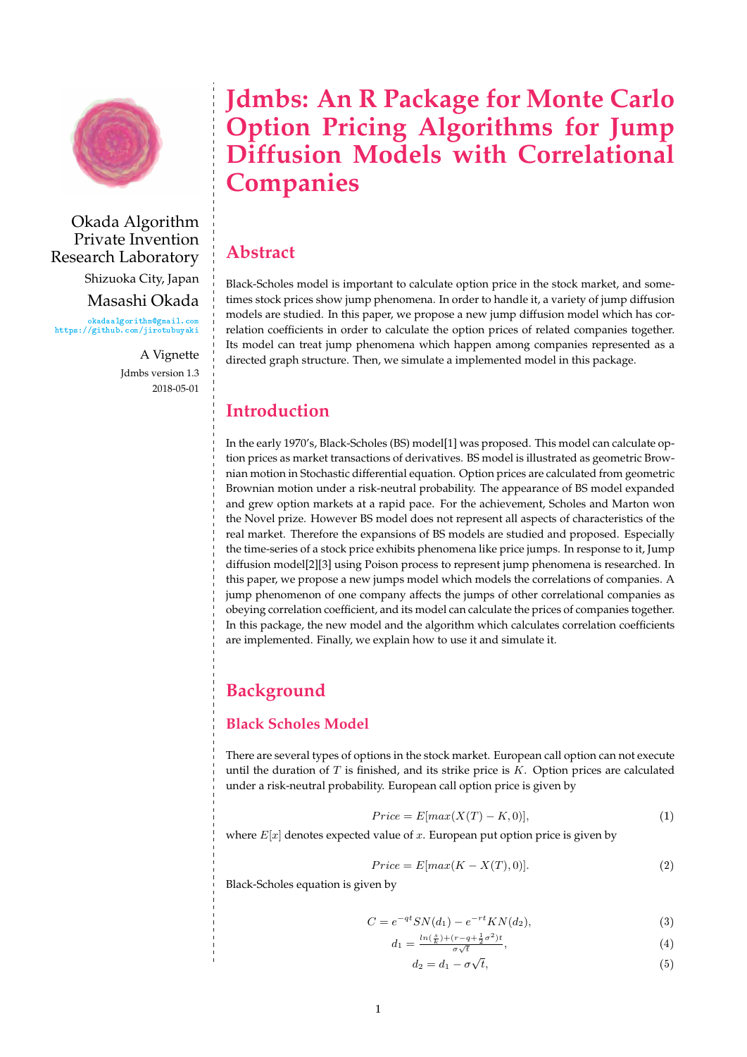# Jdmbs: An R Package for Monte Carlo Option Pricing Algorithms for Jump Diffusion Models with Correlational Companies

Okada Algorithm Private Invention Research Laboratory

Shizuoka City, Japan

Masashi Okada

okadaalgorithm@gmail.com
https://github.com/jirotubuyaki

A Vignette

Jdmbs version 1.3

2018-05-01

## Abstract

Black-Scholes model is important to calculate option price in the stock market, and sometimes stock prices show jump phenomena. In order to handle it, a variety of jump diffusion models are studied. In this paper, we propose a new jump diffusion model which has correlation coefficients in order to calculate the option prices of related companies together. Its model can treat jump phenomena which happen among companies represented as a directed graph structure. Then, we simulate a implemented model in this package.

## Introduction

In the early 1970's, Black-Scholes (BS) model[1] was proposed. This model can calculate option prices as market transactions of derivatives. BS model is illustrated as geometric Brownian motion in Stochastic differential equation. Option prices are calculated from geometric Brownian motion under a risk-neutral probability. The appearance of BS model expanded and grew option markets at a rapid pace. For the achievement, Scholes and Marton won the Novel prize. However BS model does not represent all aspects of characteristics of the real market. Therefore the expansions of BS models are studied and proposed. Especially the time-series of a stock price exhibits phenomena like price jumps. In response to it, Jump diffusion model[2][3] using Poison process to represent jump phenomena is researched. In this paper, we propose a new jumps model which models the correlations of companies. A jump phenomenon of one company affects the jumps of other correlational companies as obeying correlation coefficient, and its model can calculate the prices of companies together. In this package, the new model and the algorithm which calculates correlation coefficients are implemented. Finally, we explain how to use it and simulate it.

## Background

### Black Scholes Model

There are several types of options in the stock market. European call option can not execute until the duration of $T$ is finished, and its strike price is $K$. Option prices are calculated under a risk-neutral probability. European call option price is given by

$$Price = E[max(X(T) - K, 0)], \tag{1}$$

where $E[x]$ denotes expected value of $x$. European put option price is given by

$$Price = E[max(K - X(T), 0)]. \tag{2}$$

Black-Scholes equation is given by

$$C = e^{-qt}SN(d_1) - e^{-rt}KN(d_2), \tag{3}$$

$$d_1 = \frac{ln(\frac{s}{K}) + (r - q + \frac{1}{2}\sigma^2)t}{\sigma\sqrt{t}}, \tag{4}$$

$$d_2 = d_1 - \sigma\sqrt{t}, \tag{5}$$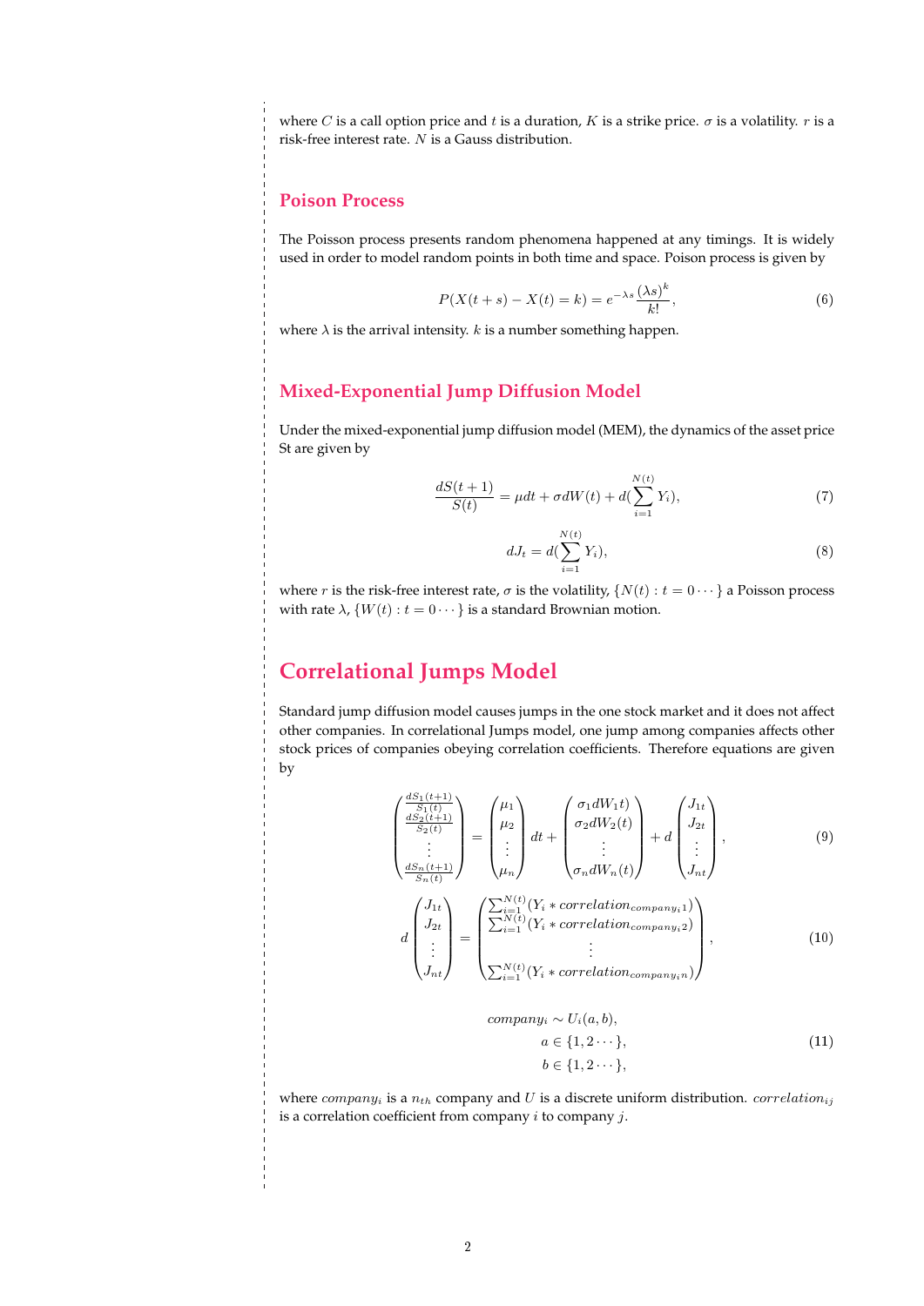where $C$ is a call option price and $t$ is a duration, $K$ is a strike price. $\sigma$ is a volatility. $r$ is a risk-free interest rate. $N$ is a Gauss distribution.

## Poison Process

The Poisson process presents random phenomena happened at any timings. It is widely used in order to model random points in both time and space. Poison process is given by

$$P(X(t+s) - X(t) = k) = e^{-\lambda s} \frac{(\lambda s)^k}{k!}, \tag{6}$$

where $\lambda$ is the arrival intensity. $k$ is a number something happen.

## Mixed-Exponential Jump Diffusion Model

Under the mixed-exponential jump diffusion model (MEM), the dynamics of the asset price St are given by

$$\frac{dS(t+1)}{S(t)} = \mu dt + \sigma dW(t) + d(\sum_{i=1}^{N(t)} Y_i), \tag{7}$$

$$dJ_t = d(\sum_{i=1}^{N(t)} Y_i), \tag{8}$$

where $r$ is the risk-free interest rate, $\sigma$ is the volatility, $\{N(t) : t = 0 \cdots\}$ a Poisson process with rate $\lambda$, $\{W(t) : t = 0 \cdots\}$ is a standard Brownian motion.

# Correlational Jumps Model

Standard jump diffusion model causes jumps in the one stock market and it does not affect other companies. In correlational Jumps model, one jump among companies affects other stock prices of companies obeying correlation coefficients. Therefore equations are given by

$$\begin{pmatrix} \frac{dS_1(t+1)}{S_1(t)} \\ \frac{dS_2(t+1)}{S_2(t)} \\ \vdots \\ \frac{dS_n(t+1)}{S_n(t)} \end{pmatrix} = \begin{pmatrix} \mu_1 \\ \mu_2 \\ \vdots \\ \mu_n \end{pmatrix} dt + \begin{pmatrix} \sigma_1 dW_1 t) \\ \sigma_2 dW_2(t) \\ \vdots \\ \sigma_n dW_n(t) \end{pmatrix} + d \begin{pmatrix} J_{1t} \\ J_{2t} \\ \vdots \\ J_{nt} \end{pmatrix}, \tag{9}$$

$$d \begin{pmatrix} J_{1t} \\ J_{2t} \\ \vdots \\ J_{nt} \end{pmatrix} = \begin{pmatrix} \sum_{i=1}^{N(t)} (Y_i * correlation_{company_i 1}) \\ \sum_{i=1}^{N(t)} (Y_i * correlation_{company_i 2}) \\ \vdots \\ \sum_{i=1}^{N(t)} (Y_i * correlation_{company_i n}) \end{pmatrix}, \tag{10}$$

$$\begin{aligned} company_i &\sim U_i(a, b), \\ a &\in \{1, 2 \cdots\}, \\ b &\in \{1, 2 \cdots\}, \end{aligned} \tag{11}$$

where $company_i$ is a $n_{th}$ company and $U$ is a discrete uniform distribution. $correlation_{ij}$ is a correlation coefficient from company $i$ to company $j$.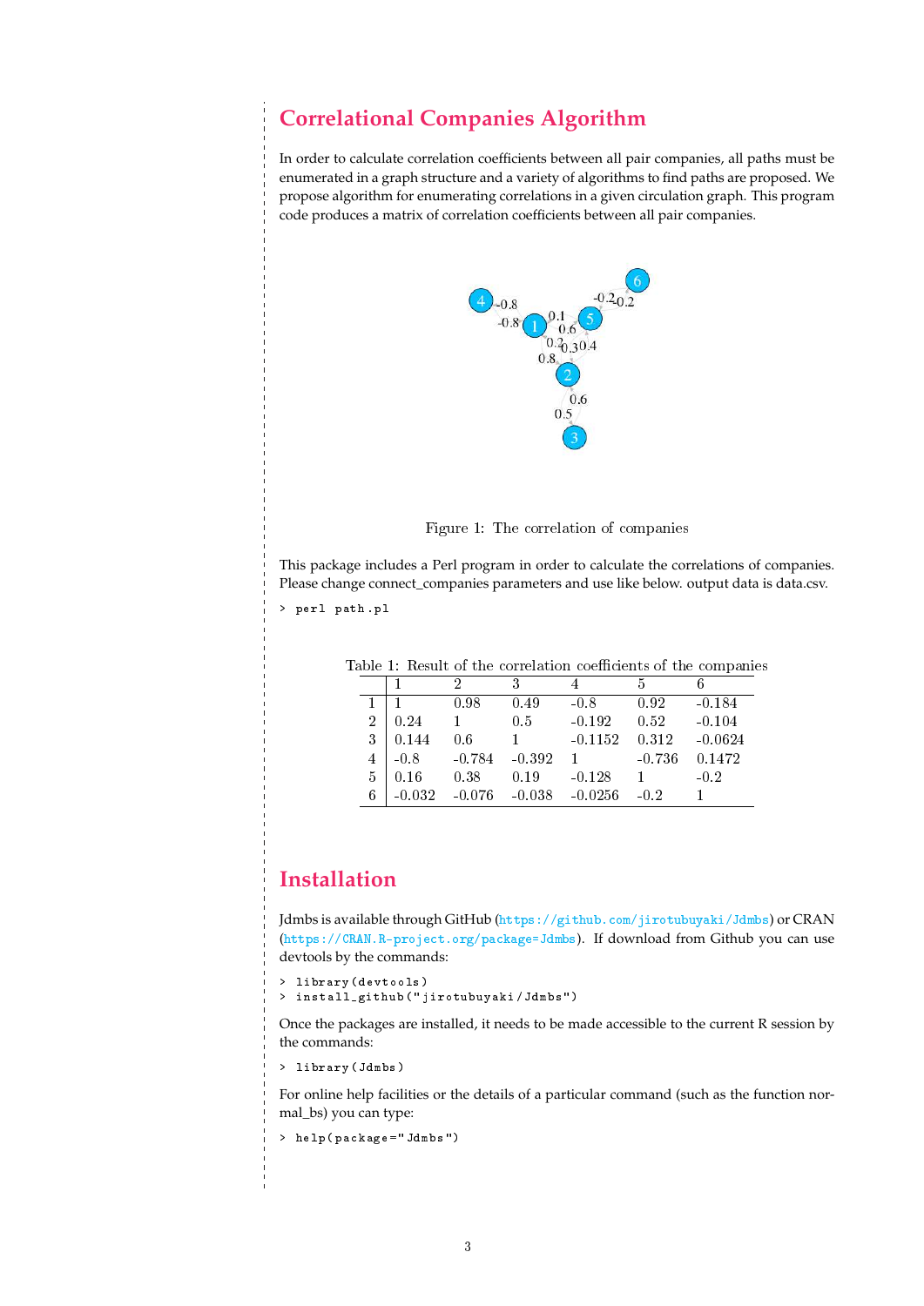## Correlational Companies Algorithm

In order to calculate correlation coefficients between all pair companies, all paths must be enumerated in a graph structure and a variety of algorithms to find paths are proposed. We propose algorithm for enumerating correlations in a given circulation graph. This program code produces a matrix of correlation coefficients between all pair companies.

Figure 1: The correlation of companies

This package includes a Perl program in order to calculate the correlations of companies. Please change connect_companies parameters and use like below. output data is data.csv.

```
> perl path.pl
```

Table 1: Result of the correlation coefficients of the companies

| | 1 | 2 | 3 | 4 | 5 | 6 |
|---|---|---|---|---|---|---|
| 1 | 1 | 0.98 | 0.49 | -0.8 | 0.92 | -0.184 |
| 2 | 0.24 | 1 | 0.5 | -0.192 | 0.52 | -0.104 |
| 3 | 0.144 | 0.6 | 1 | -0.1152 | 0.312 | -0.0624 |
| 4 | -0.8 | -0.784 | -0.392 | 1 | -0.736 | 0.1472 |
| 5 | 0.16 | 0.38 | 0.19 | -0.128 | 1 | -0.2 |
| 6 | -0.032 | -0.076 | -0.038 | -0.0256 | -0.2 | 1 |

## Installation

Jdmbs is available through GitHub (https://github.com/jirotubuyaki/Jdmbs) or CRAN (https://CRAN.R-project.org/package=Jdmbs). If download from Github you can use devtools by the commands:

```
> library(devtools)
> install_github("jirotubuyaki/Jdmbs")
```

Once the packages are installed, it needs to be made accessible to the current R session by the commands:

```
> library(Jdmbs)
```

For online help facilities or the details of a particular command (such as the function normal_bs) you can type:

```
> help(package="Jdmbs")
```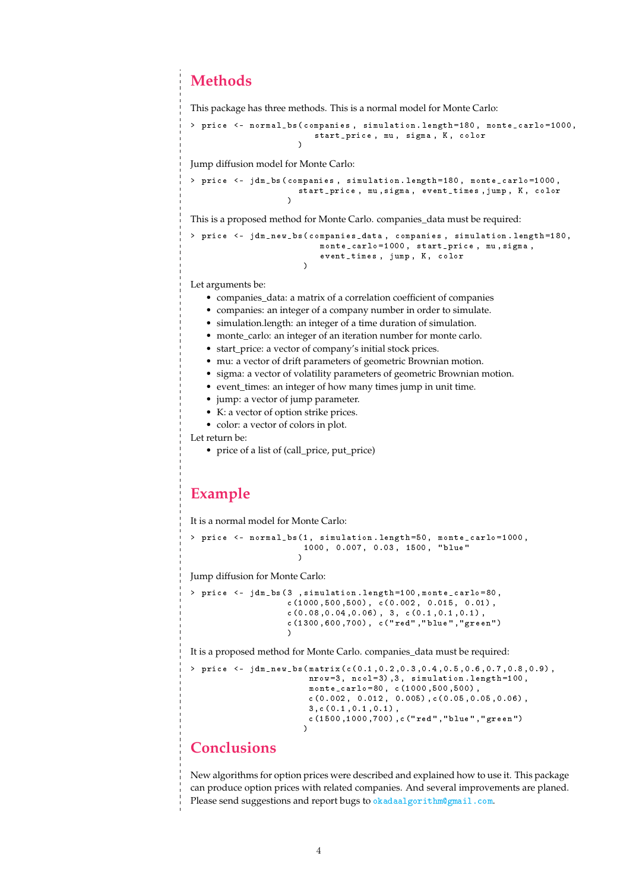## Methods

This package has three methods. This is a normal model for Monte Carlo:

```
> price <- normal_bs(companies, simulation.length=180, monte_carlo=1000,
                     start_price, mu, sigma, K, color
                    )
```

Jump diffusion model for Monte Carlo:

```
> price <- jdm_bs(companies, simulation.length=180, monte_carlo=1000,
                  start_price, mu,sigma, event_times,jump, K, color
                 )
```

This is a proposed method for Monte Carlo. companies_data must be required:

```
> price <- jdm_new_bs(companies_data, companies, simulation.length=180,
                      monte_carlo=1000, start_price, mu,sigma,
                      event_times, jump, K, color
                     )
```

Let arguments be:

- companies_data: a matrix of a correlation coefficient of companies
- companies: an integer of a company number in order to simulate.
- simulation.length: an integer of a time duration of simulation.
- monte_carlo: an integer of an iteration number for monte carlo.
- start_price: a vector of company's initial stock prices.
- mu: a vector of drift parameters of geometric Brownian motion.
- sigma: a vector of volatility parameters of geometric Brownian motion.
- event_times: an integer of how many times jump in unit time.
- jump: a vector of jump parameter.
- K: a vector of option strike prices.
- color: a vector of colors in plot.

Let return be:

- price of a list of (call_price, put_price)

## Example

It is a normal model for Monte Carlo:

```
> price <- normal_bs(1, simulation.length=50, monte_carlo=1000,
                     1000, 0.007, 0.03, 1500, "blue"
                    )
```

Jump diffusion for Monte Carlo:

```
> price <- jdm_bs(3 ,simulation.length=100,monte_carlo=80,
                  c(1000,500,500), c(0.002, 0.015, 0.01),
                  c(0.08,0.04,0.06), 3, c(0.1,0.1,0.1),
                  c(1300,600,700), c("red","blue","green")
                 )
```

It is a proposed method for Monte Carlo. companies_data must be required:

```
> price <- jdm_new_bs(matrix(c(0.1,0.2,0.3,0.4,0.5,0.6,0.7,0.8,0.9),
                      nrow=3, ncol=3),3, simulation.length=100,
                      monte_carlo=80, c(1000,500,500),
                      c(0.002, 0.012, 0.005),c(0.05,0.05,0.06),
                      3,c(0.1,0.1,0.1),
                      c(1500,1000,700),c("red","blue","green")
                     )
```

## Conclusions

New algorithms for option prices were described and explained how to use it. This package can produce option prices with related companies. And several improvements are planed. Please send suggestions and report bugs to okadaalgorithm@gmail.com.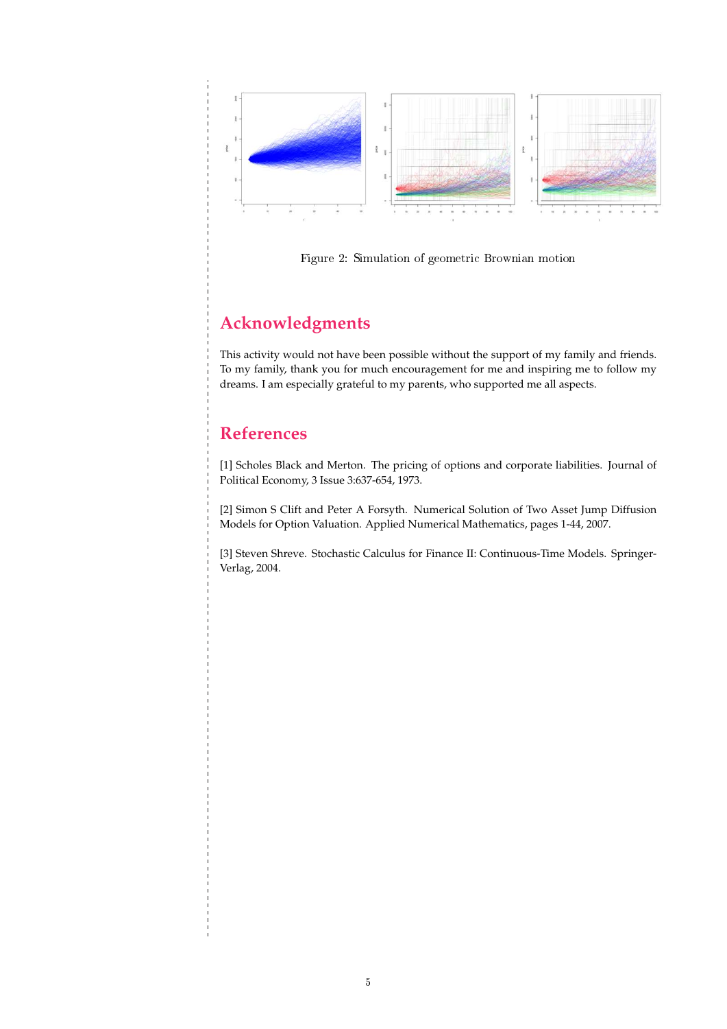Figure 2: Simulation of geometric Brownian motion

## Acknowledgments

This activity would not have been possible without the support of my family and friends. To my family, thank you for much encouragement for me and inspiring me to follow my dreams. I am especially grateful to my parents, who supported me all aspects.

## References

[1] Scholes Black and Merton. The pricing of options and corporate liabilities. Journal of Political Economy, 3 Issue 3:637-654, 1973.

[2] Simon S Clift and Peter A Forsyth. Numerical Solution of Two Asset Jump Diffusion Models for Option Valuation. Applied Numerical Mathematics, pages 1-44, 2007.

[3] Steven Shreve. Stochastic Calculus for Finance II: Continuous-Time Models. Springer-Verlag, 2004.